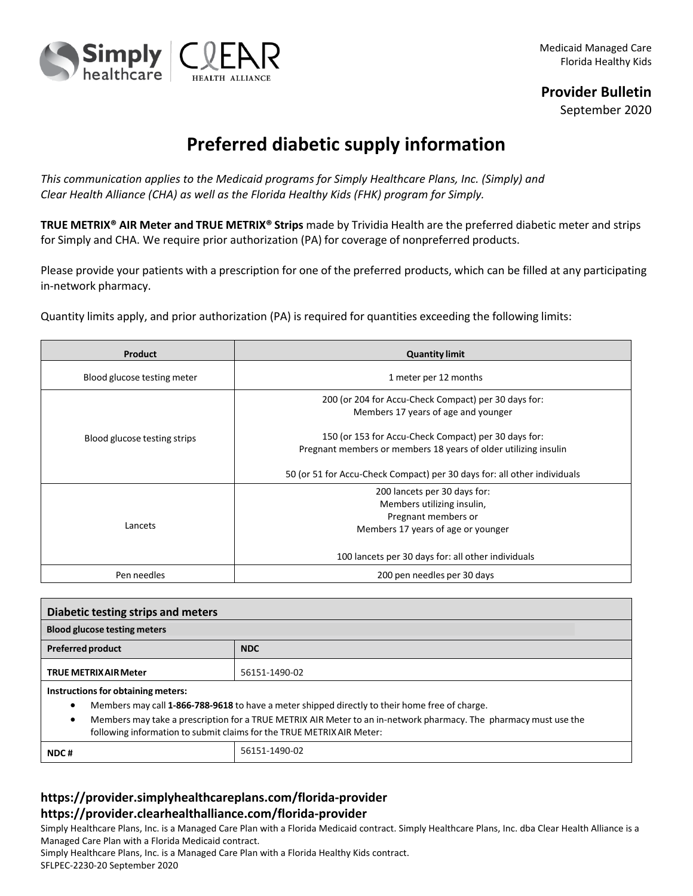Medicaid Managed Care
Florida Healthy Kids

**Provider Bulletin**
September 2020

# Preferred diabetic supply information

*This communication applies to the Medicaid programs for Simply Healthcare Plans, Inc. (Simply) and Clear Health Alliance (CHA) as well as the Florida Healthy Kids (FHK) program for Simply.*

**TRUE METRIX® AIR Meter and TRUE METRIX® Strips** made by Trividia Health are the preferred diabetic meter and strips for Simply and CHA. We require prior authorization (PA) for coverage of nonpreferred products.

Please provide your patients with a prescription for one of the preferred products, which can be filled at any participating in-network pharmacy.

Quantity limits apply, and prior authorization (PA) is required for quantities exceeding the following limits:

| Product | Quantity limit |
|---|---|
| Blood glucose testing meter | 1 meter per 12 months |
| Blood glucose testing strips | 200 (or 204 for Accu-Check Compact) per 30 days for: Members 17 years of age and younger<br><br>150 (or 153 for Accu-Check Compact) per 30 days for: Pregnant members or members 18 years of older utilizing insulin<br><br>50 (or 51 for Accu-Check Compact) per 30 days for: all other individuals |
| Lancets | 200 lancets per 30 days for: Members utilizing insulin, Pregnant members or Members 17 years of age or younger<br><br>100 lancets per 30 days for: all other individuals |
| Pen needles | 200 pen needles per 30 days |

| Diabetic testing strips and meters | |
|---|---|
| **Blood glucose testing meters** | |
| **Preferred product** | **NDC** |
| **TRUE METRIX AIR Meter** | 56151-1490-02 |
| **Instructions for obtaining meters:**<br>• Members may call **1-866-788-9618** to have a meter shipped directly to their home free of charge.<br>• Members may take a prescription for a TRUE METRIX AIR Meter to an in-network pharmacy. The pharmacy must use the following information to submit claims for the TRUE METRIX AIR Meter: | |
| **NDC #** | 56151-1490-02 |

**https://provider.simplyhealthcareplans.com/florida-provider**
**https://provider.clearhealthalliance.com/florida-provider**

Simply Healthcare Plans, Inc. is a Managed Care Plan with a Florida Medicaid contract. Simply Healthcare Plans, Inc. dba Clear Health Alliance is a Managed Care Plan with a Florida Medicaid contract.
Simply Healthcare Plans, Inc. is a Managed Care Plan with a Florida Healthy Kids contract.
SFLPEC-2230-20 September 2020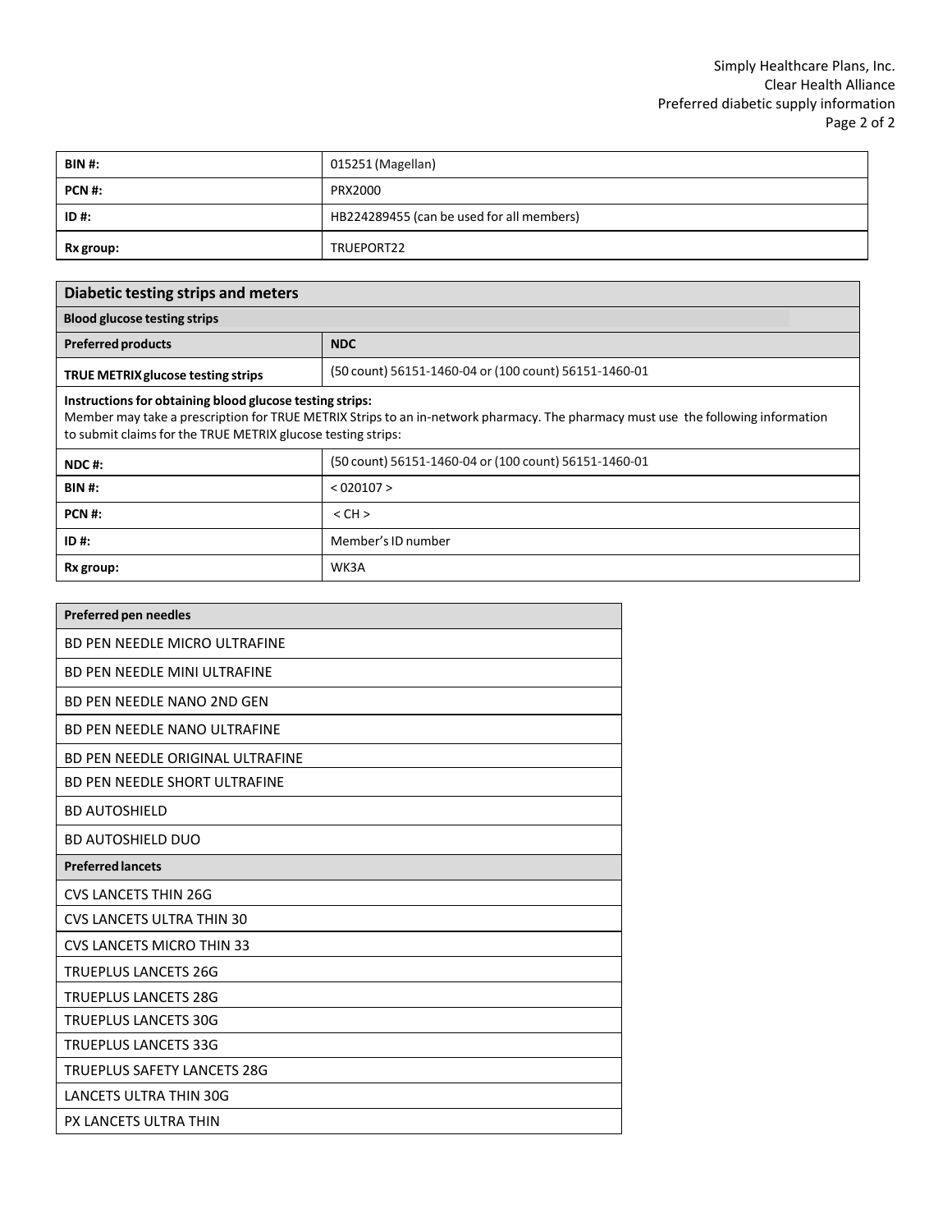| | |
|---|---|
| **BIN #:** | 015251 (Magellan) |
| **PCN #:** | PRX2000 |
| **ID #:** | HB224289455 (can be used for all members) |
| **Rx group:** | TRUEPORT22 |

## Diabetic testing strips and meters

**Blood glucose testing strips**

| Preferred products | NDC |
|---|---|
| **TRUE METRIX glucose testing strips** | (50 count) 56151-1460-04 or (100 count) 56151-1460-01 |

**Instructions for obtaining blood glucose testing strips:**
Member may take a prescription for TRUE METRIX Strips to an in-network pharmacy. The pharmacy must use the following information to submit claims for the TRUE METRIX glucose testing strips:

| | |
|---|---|
| **NDC #:** | (50 count) 56151-1460-04 or (100 count) 56151-1460-01 |
| **BIN #:** | < 020107 > |
| **PCN #:** | < CH > |
| **ID #:** | Member's ID number |
| **Rx group:** | WK3A |

| Preferred pen needles |
|---|
| BD PEN NEEDLE MICRO ULTRAFINE |
| BD PEN NEEDLE MINI ULTRAFINE |
| BD PEN NEEDLE NANO 2ND GEN |
| BD PEN NEEDLE NANO ULTRAFINE |
| BD PEN NEEDLE ORIGINAL ULTRAFINE |
| BD PEN NEEDLE SHORT ULTRAFINE |
| BD AUTOSHIELD |
| BD AUTOSHIELD DUO |
| **Preferred lancets** |
| CVS LANCETS THIN 26G |
| CVS LANCETS ULTRA THIN 30 |
| CVS LANCETS MICRO THIN 33 |
| TRUEPLUS LANCETS 26G |
| TRUEPLUS LANCETS 28G |
| TRUEPLUS LANCETS 30G |
| TRUEPLUS LANCETS 33G |
| TRUEPLUS SAFETY LANCETS 28G |
| LANCETS ULTRA THIN 30G |
| PX LANCETS ULTRA THIN |